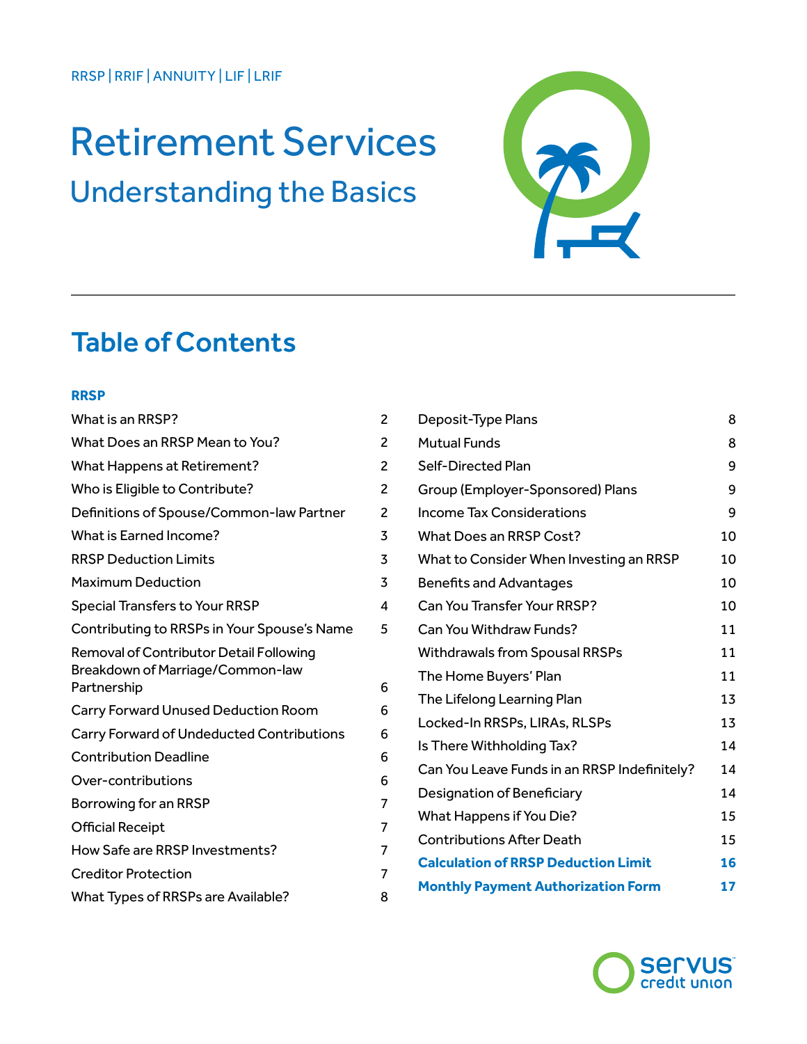RRSP | RRIF | ANNUITY | LIF | LRIF

# Retirement Services

## Understanding the Basics

## Table of Contents

**RRSP**

| | |
|---|---|
| What is an RRSP? | 2 |
| What Does an RRSP Mean to You? | 2 |
| What Happens at Retirement? | 2 |
| Who is Eligible to Contribute? | 2 |
| Definitions of Spouse/Common-law Partner | 2 |
| What is Earned Income? | 3 |
| RRSP Deduction Limits | 3 |
| Maximum Deduction | 3 |
| Special Transfers to Your RRSP | 4 |
| Contributing to RRSPs in Your Spouse's Name | 5 |
| Removal of Contributor Detail Following Breakdown of Marriage/Common-law Partnership | 6 |
| Carry Forward Unused Deduction Room | 6 |
| Carry Forward of Undeducted Contributions | 6 |
| Contribution Deadline | 6 |
| Over-contributions | 6 |
| Borrowing for an RRSP | 7 |
| Official Receipt | 7 |
| How Safe are RRSP Investments? | 7 |
| Creditor Protection | 7 |
| What Types of RRSPs are Available? | 8 |
| Deposit-Type Plans | 8 |
| Mutual Funds | 8 |
| Self-Directed Plan | 9 |
| Group (Employer-Sponsored) Plans | 9 |
| Income Tax Considerations | 9 |
| What Does an RRSP Cost? | 10 |
| What to Consider When Investing an RRSP | 10 |
| Benefits and Advantages | 10 |
| Can You Transfer Your RRSP? | 10 |
| Can You Withdraw Funds? | 11 |
| Withdrawals from Spousal RRSPs | 11 |
| The Home Buyers' Plan | 11 |
| The Lifelong Learning Plan | 13 |
| Locked-In RRSPs, LIRAs, RLSPs | 13 |
| Is There Withholding Tax? | 14 |
| Can You Leave Funds in an RRSP Indefinitely? | 14 |
| Designation of Beneficiary | 14 |
| What Happens if You Die? | 15 |
| Contributions After Death | 15 |
| **Calculation of RRSP Deduction Limit** | **16** |
| **Monthly Payment Authorization Form** | **17** |

servus credit union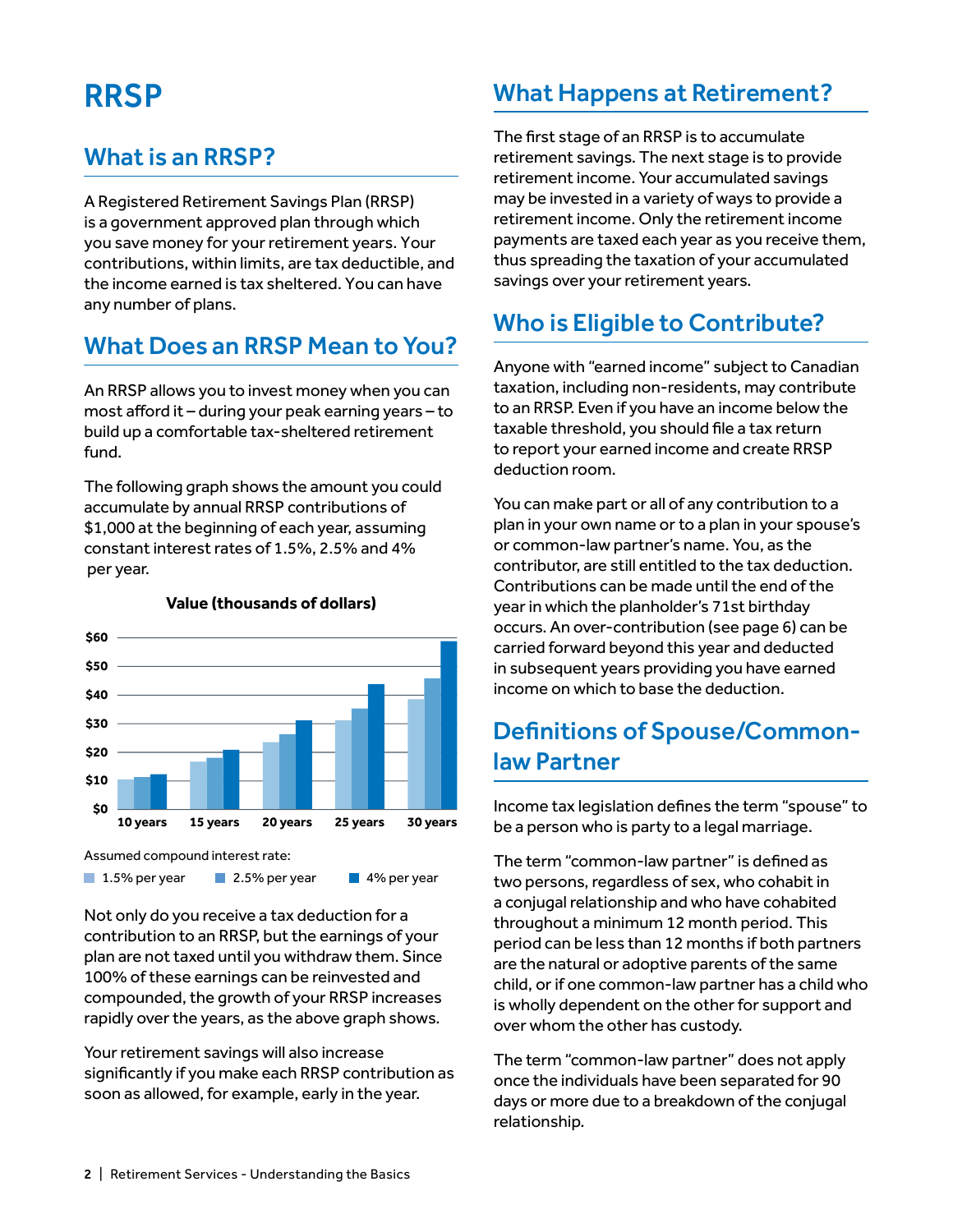# RRSP

## What is an RRSP?

A Registered Retirement Savings Plan (RRSP) is a government approved plan through which you save money for your retirement years. Your contributions, within limits, are tax deductible, and the income earned is tax sheltered. You can have any number of plans.

## What Does an RRSP Mean to You?

An RRSP allows you to invest money when you can most afford it – during your peak earning years – to build up a comfortable tax-sheltered retirement fund.

The following graph shows the amount you could accumulate by annual RRSP contributions of $1,000 at the beginning of each year, assuming constant interest rates of 1.5%, 2.5% and 4% per year.

**Value (thousands of dollars)**

$60
$50
$40
$30
$20
$10
$0

10 years | 15 years | 20 years | 25 years | 30 years

Assumed compound interest rate:

1.5% per year | 2.5% per year | 4% per year

Not only do you receive a tax deduction for a contribution to an RRSP, but the earnings of your plan are not taxed until you withdraw them. Since 100% of these earnings can be reinvested and compounded, the growth of your RRSP increases rapidly over the years, as the above graph shows.

Your retirement savings will also increase significantly if you make each RRSP contribution as soon as allowed, for example, early in the year.

## What Happens at Retirement?

The first stage of an RRSP is to accumulate retirement savings. The next stage is to provide retirement income. Your accumulated savings may be invested in a variety of ways to provide a retirement income. Only the retirement income payments are taxed each year as you receive them, thus spreading the taxation of your accumulated savings over your retirement years.

## Who is Eligible to Contribute?

Anyone with "earned income" subject to Canadian taxation, including non-residents, may contribute to an RRSP. Even if you have an income below the taxable threshold, you should file a tax return to report your earned income and create RRSP deduction room.

You can make part or all of any contribution to a plan in your own name or to a plan in your spouse's or common-law partner's name. You, as the contributor, are still entitled to the tax deduction. Contributions can be made until the end of the year in which the planholder's 71st birthday occurs. An over-contribution (see page 6) can be carried forward beyond this year and deducted in subsequent years providing you have earned income on which to base the deduction.

## Definitions of Spouse/Common-law Partner

Income tax legislation defines the term "spouse" to be a person who is party to a legal marriage.

The term "common-law partner" is defined as two persons, regardless of sex, who cohabit in a conjugal relationship and who have cohabited throughout a minimum 12 month period. This period can be less than 12 months if both partners are the natural or adoptive parents of the same child, or if one common-law partner has a child who is wholly dependent on the other for support and over whom the other has custody.

The term "common-law partner" does not apply once the individuals have been separated for 90 days or more due to a breakdown of the conjugal relationship.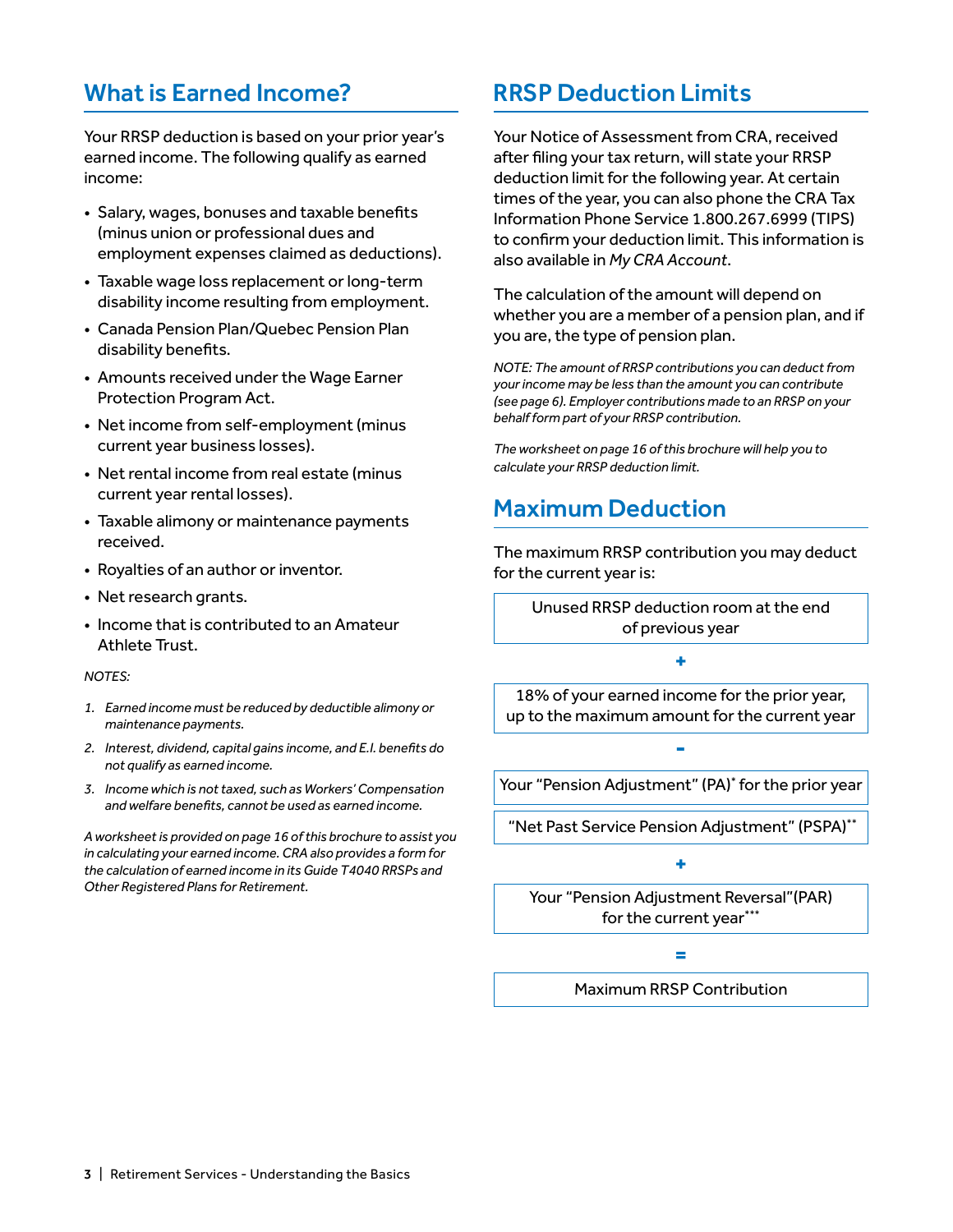## What is Earned Income?

Your RRSP deduction is based on your prior year's earned income. The following qualify as earned income:

- Salary, wages, bonuses and taxable benefits (minus union or professional dues and employment expenses claimed as deductions).
- Taxable wage loss replacement or long-term disability income resulting from employment.
- Canada Pension Plan/Quebec Pension Plan disability benefits.
- Amounts received under the Wage Earner Protection Program Act.
- Net income from self-employment (minus current year business losses).
- Net rental income from real estate (minus current year rental losses).
- Taxable alimony or maintenance payments received.
- Royalties of an author or inventor.
- Net research grants.
- Income that is contributed to an Amateur Athlete Trust.

*NOTES:*

1. *Earned income must be reduced by deductible alimony or maintenance payments.*
2. *Interest, dividend, capital gains income, and E.I. benefits do not qualify as earned income.*
3. *Income which is not taxed, such as Workers' Compensation and welfare benefits, cannot be used as earned income.*

*A worksheet is provided on page 16 of this brochure to assist you in calculating your earned income. CRA also provides a form for the calculation of earned income in its Guide T4040 RRSPs and Other Registered Plans for Retirement.*

## RRSP Deduction Limits

Your Notice of Assessment from CRA, received after filing your tax return, will state your RRSP deduction limit for the following year. At certain times of the year, you can also phone the CRA Tax Information Phone Service 1.800.267.6999 (TIPS) to confirm your deduction limit. This information is also available in *My CRA Account*.

The calculation of the amount will depend on whether you are a member of a pension plan, and if you are, the type of pension plan.

*NOTE: The amount of RRSP contributions you can deduct from your income may be less than the amount you can contribute (see page 6). Employer contributions made to an RRSP on your behalf form part of your RRSP contribution.*

*The worksheet on page 16 of this brochure will help you to calculate your RRSP deduction limit.*

## Maximum Deduction

The maximum RRSP contribution you may deduct for the current year is:

Unused RRSP deduction room at the end of previous year

\+

18% of your earned income for the prior year, up to the maximum amount for the current year

\-

Your "Pension Adjustment" (PA)* for the prior year

"Net Past Service Pension Adjustment" (PSPA)**

\+

Your "Pension Adjustment Reversal"(PAR) for the current year***

=

Maximum RRSP Contribution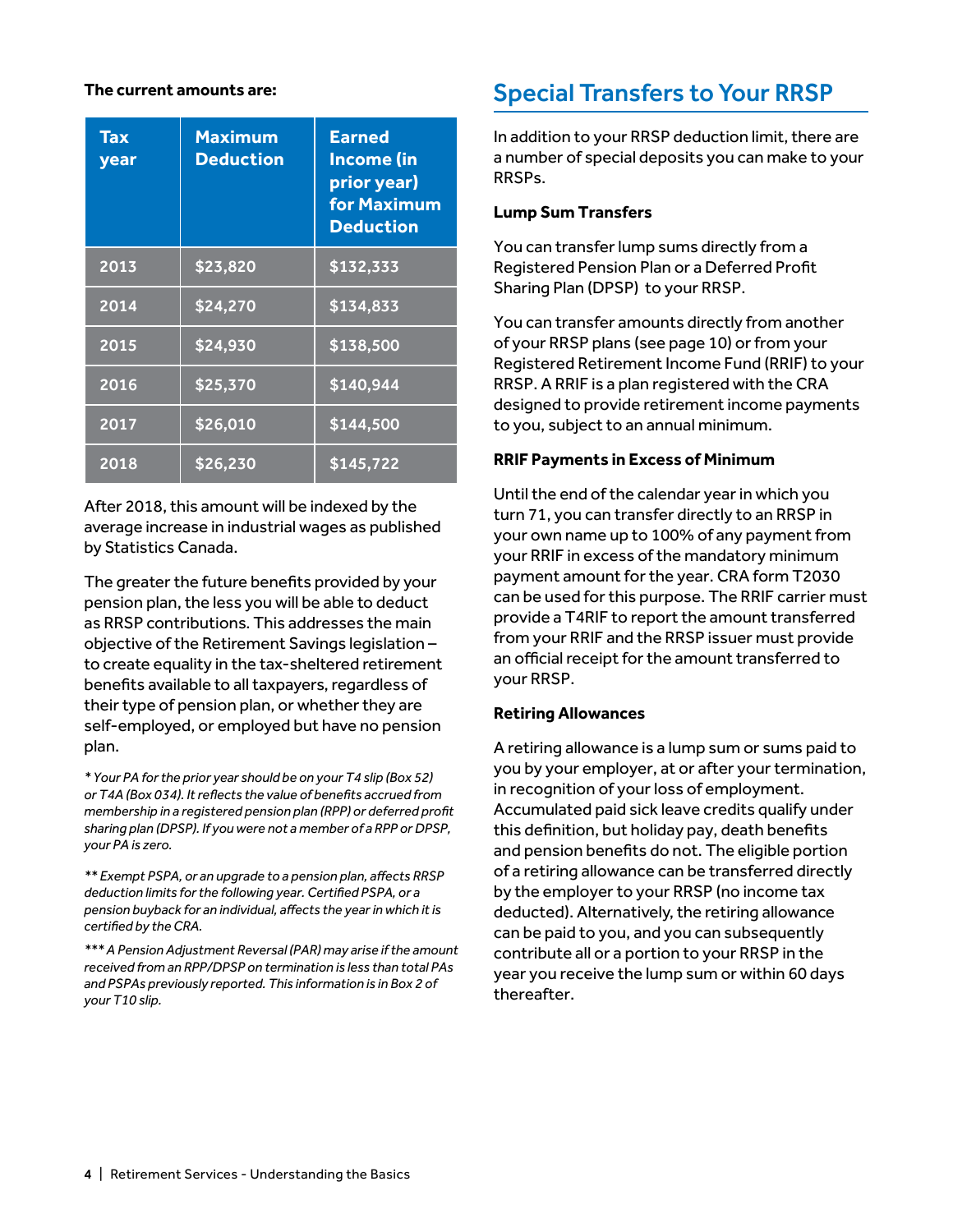**The current amounts are:**

| Tax year | Maximum Deduction | Earned Income (in prior year) for Maximum Deduction |
|---|---|---|
| 2013 | $23,820 | $132,333 |
| 2014 | $24,270 | $134,833 |
| 2015 | $24,930 | $138,500 |
| 2016 | $25,370 | $140,944 |
| 2017 | $26,010 | $144,500 |
| 2018 | $26,230 | $145,722 |

After 2018, this amount will be indexed by the average increase in industrial wages as published by Statistics Canada.

The greater the future benefits provided by your pension plan, the less you will be able to deduct as RRSP contributions. This addresses the main objective of the Retirement Savings legislation – to create equality in the tax-sheltered retirement benefits available to all taxpayers, regardless of their type of pension plan, or whether they are self-employed, or employed but have no pension plan.

*\* Your PA for the prior year should be on your T4 slip (Box 52) or T4A (Box 034). It reflects the value of benefits accrued from membership in a registered pension plan (RPP) or deferred profit sharing plan (DPSP). If you were not a member of a RPP or DPSP, your PA is zero.*

*\*\* Exempt PSPA, or an upgrade to a pension plan, affects RRSP deduction limits for the following year. Certified PSPA, or a pension buyback for an individual, affects the year in which it is certified by the CRA.*

*\*\*\* A Pension Adjustment Reversal (PAR) may arise if the amount received from an RPP/DPSP on termination is less than total PAs and PSPAs previously reported. This information is in Box 2 of your T10 slip.*

## Special Transfers to Your RRSP

In addition to your RRSP deduction limit, there are a number of special deposits you can make to your RRSPs.

**Lump Sum Transfers**

You can transfer lump sums directly from a Registered Pension Plan or a Deferred Profit Sharing Plan (DPSP) to your RRSP.

You can transfer amounts directly from another of your RRSP plans (see page 10) or from your Registered Retirement Income Fund (RRIF) to your RRSP. A RRIF is a plan registered with the CRA designed to provide retirement income payments to you, subject to an annual minimum.

**RRIF Payments in Excess of Minimum**

Until the end of the calendar year in which you turn 71, you can transfer directly to an RRSP in your own name up to 100% of any payment from your RRIF in excess of the mandatory minimum payment amount for the year. CRA form T2030 can be used for this purpose. The RRIF carrier must provide a T4RIF to report the amount transferred from your RRIF and the RRSP issuer must provide an official receipt for the amount transferred to your RRSP.

**Retiring Allowances**

A retiring allowance is a lump sum or sums paid to you by your employer, at or after your termination, in recognition of your loss of employment. Accumulated paid sick leave credits qualify under this definition, but holiday pay, death benefits and pension benefits do not. The eligible portion of a retiring allowance can be transferred directly by the employer to your RRSP (no income tax deducted). Alternatively, the retiring allowance can be paid to you, and you can subsequently contribute all or a portion to your RRSP in the year you receive the lump sum or within 60 days thereafter.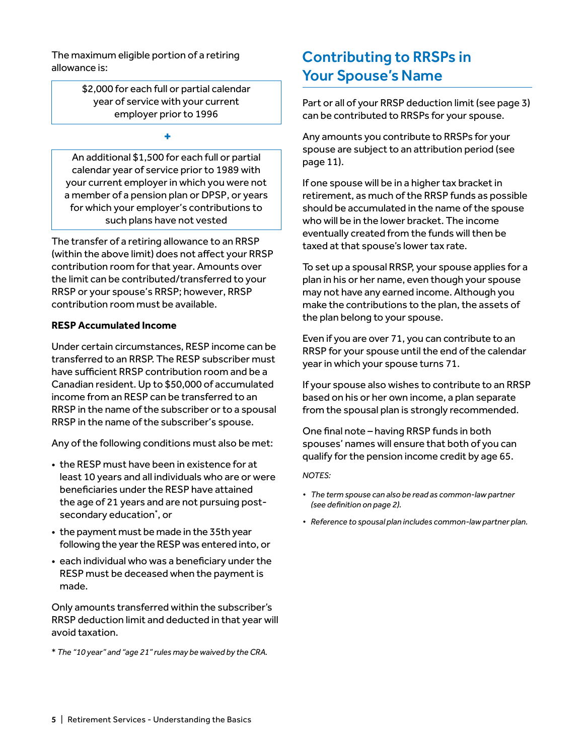The maximum eligible portion of a retiring allowance is:

$2,000 for each full or partial calendar year of service with your current employer prior to 1996

+

An additional $1,500 for each full or partial calendar year of service prior to 1989 with your current employer in which you were not a member of a pension plan or DPSP, or years for which your employer's contributions to such plans have not vested

The transfer of a retiring allowance to an RRSP (within the above limit) does not affect your RRSP contribution room for that year. Amounts over the limit can be contributed/transferred to your RRSP or your spouse's RRSP; however, RRSP contribution room must be available.

**RESP Accumulated Income**

Under certain circumstances, RESP income can be transferred to an RRSP. The RESP subscriber must have sufficient RRSP contribution room and be a Canadian resident. Up to $50,000 of accumulated income from an RESP can be transferred to an RRSP in the name of the subscriber or to a spousal RRSP in the name of the subscriber's spouse.

Any of the following conditions must also be met:

- the RESP must have been in existence for at least 10 years and all individuals who are or were beneficiaries under the RESP have attained the age of 21 years and are not pursuing post-secondary education*, or
- the payment must be made in the 35th year following the year the RESP was entered into, or
- each individual who was a beneficiary under the RESP must be deceased when the payment is made.

Only amounts transferred within the subscriber's RRSP deduction limit and deducted in that year will avoid taxation.

\* *The "10 year" and "age 21" rules may be waived by the CRA.*

## Contributing to RRSPs in Your Spouse's Name

Part or all of your RRSP deduction limit (see page 3) can be contributed to RRSPs for your spouse.

Any amounts you contribute to RRSPs for your spouse are subject to an attribution period (see page 11).

If one spouse will be in a higher tax bracket in retirement, as much of the RRSP funds as possible should be accumulated in the name of the spouse who will be in the lower bracket. The income eventually created from the funds will then be taxed at that spouse's lower tax rate.

To set up a spousal RRSP, your spouse applies for a plan in his or her name, even though your spouse may not have any earned income. Although you make the contributions to the plan, the assets of the plan belong to your spouse.

Even if you are over 71, you can contribute to an RRSP for your spouse until the end of the calendar year in which your spouse turns 71.

If your spouse also wishes to contribute to an RRSP based on his or her own income, a plan separate from the spousal plan is strongly recommended.

One final note – having RRSP funds in both spouses' names will ensure that both of you can qualify for the pension income credit by age 65.

*NOTES:*

- *The term spouse can also be read as common-law partner (see definition on page 2).*
- *Reference to spousal plan includes common-law partner plan.*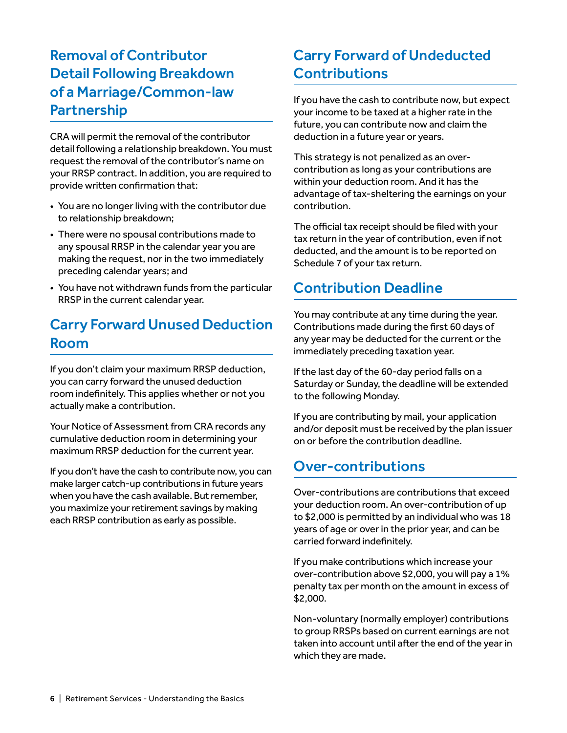## Removal of Contributor Detail Following Breakdown of a Marriage/Common-law Partnership

CRA will permit the removal of the contributor detail following a relationship breakdown. You must request the removal of the contributor's name on your RRSP contract. In addition, you are required to provide written confirmation that:

- You are no longer living with the contributor due to relationship breakdown;
- There were no spousal contributions made to any spousal RRSP in the calendar year you are making the request, nor in the two immediately preceding calendar years; and
- You have not withdrawn funds from the particular RRSP in the current calendar year.

## Carry Forward Unused Deduction Room

If you don't claim your maximum RRSP deduction, you can carry forward the unused deduction room indefinitely. This applies whether or not you actually make a contribution.

Your Notice of Assessment from CRA records any cumulative deduction room in determining your maximum RRSP deduction for the current year.

If you don't have the cash to contribute now, you can make larger catch-up contributions in future years when you have the cash available. But remember, you maximize your retirement savings by making each RRSP contribution as early as possible.

## Carry Forward of Undeducted Contributions

If you have the cash to contribute now, but expect your income to be taxed at a higher rate in the future, you can contribute now and claim the deduction in a future year or years.

This strategy is not penalized as an over-contribution as long as your contributions are within your deduction room. And it has the advantage of tax-sheltering the earnings on your contribution.

The official tax receipt should be filed with your tax return in the year of contribution, even if not deducted, and the amount is to be reported on Schedule 7 of your tax return.

## Contribution Deadline

You may contribute at any time during the year. Contributions made during the first 60 days of any year may be deducted for the current or the immediately preceding taxation year.

If the last day of the 60-day period falls on a Saturday or Sunday, the deadline will be extended to the following Monday.

If you are contributing by mail, your application and/or deposit must be received by the plan issuer on or before the contribution deadline.

## Over-contributions

Over-contributions are contributions that exceed your deduction room. An over-contribution of up to $2,000 is permitted by an individual who was 18 years of age or over in the prior year, and can be carried forward indefinitely.

If you make contributions which increase your over-contribution above $2,000, you will pay a 1% penalty tax per month on the amount in excess of $2,000.

Non-voluntary (normally employer) contributions to group RRSPs based on current earnings are not taken into account until after the end of the year in which they are made.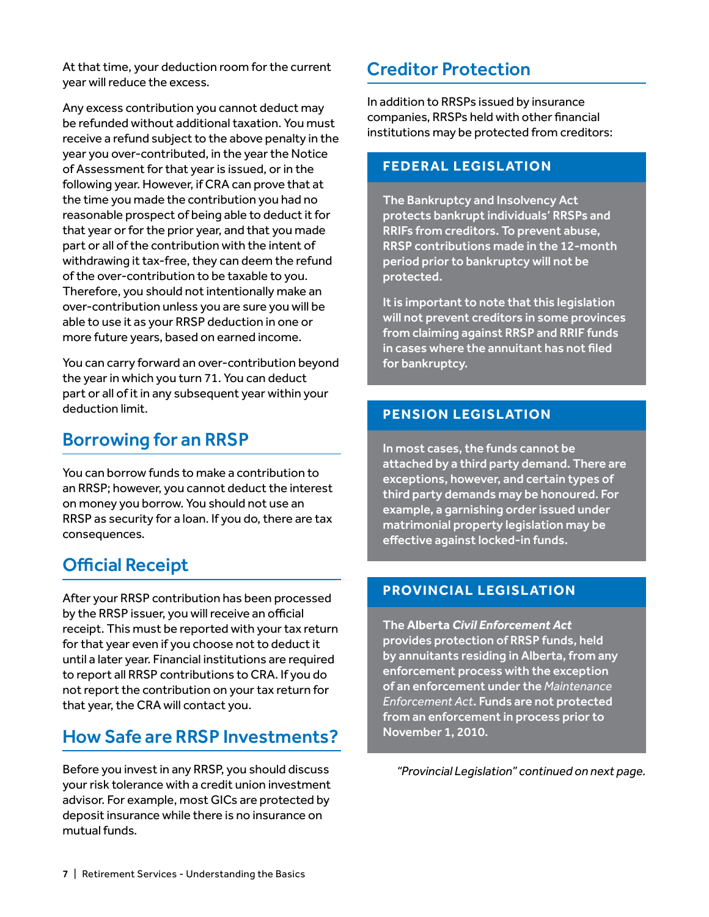At that time, your deduction room for the current year will reduce the excess.

Any excess contribution you cannot deduct may be refunded without additional taxation. You must receive a refund subject to the above penalty in the year you over-contributed, in the year the Notice of Assessment for that year is issued, or in the following year. However, if CRA can prove that at the time you made the contribution you had no reasonable prospect of being able to deduct it for that year or for the prior year, and that you made part or all of the contribution with the intent of withdrawing it tax-free, they can deem the refund of the over-contribution to be taxable to you. Therefore, you should not intentionally make an over-contribution unless you are sure you will be able to use it as your RRSP deduction in one or more future years, based on earned income.

You can carry forward an over-contribution beyond the year in which you turn 71. You can deduct part or all of it in any subsequent year within your deduction limit.

## Borrowing for an RRSP

You can borrow funds to make a contribution to an RRSP; however, you cannot deduct the interest on money you borrow. You should not use an RRSP as security for a loan. If you do, there are tax consequences.

## Official Receipt

After your RRSP contribution has been processed by the RRSP issuer, you will receive an official receipt. This must be reported with your tax return for that year even if you choose not to deduct it until a later year. Financial institutions are required to report all RRSP contributions to CRA. If you do not report the contribution on your tax return for that year, the CRA will contact you.

## How Safe are RRSP Investments?

Before you invest in any RRSP, you should discuss your risk tolerance with a credit union investment advisor. For example, most GICs are protected by deposit insurance while there is no insurance on mutual funds.

## Creditor Protection

In addition to RRSPs issued by insurance companies, RRSPs held with other financial institutions may be protected from creditors:

### FEDERAL LEGISLATION

**The Bankruptcy and Insolvency Act protects bankrupt individuals' RRSPs and RRIFs from creditors. To prevent abuse, RRSP contributions made in the 12-month period prior to bankruptcy will not be protected.**

**It is important to note that this legislation will not prevent creditors in some provinces from claiming against RRSP and RRIF funds in cases where the annuitant has not filed for bankruptcy.**

### PENSION LEGISLATION

**In most cases, the funds cannot be attached by a third party demand. There are exceptions, however, and certain types of third party demands may be honoured. For example, a garnishing order issued under matrimonial property legislation may be effective against locked-in funds.**

### PROVINCIAL LEGISLATION

**The Alberta *Civil Enforcement Act* provides protection of RRSP funds, held by annuitants residing in Alberta, from any enforcement process with the exception of an enforcement under the** *Maintenance Enforcement Act*. **Funds are not protected from an enforcement in process prior to November 1, 2010.**

*"Provincial Legislation" continued on next page.*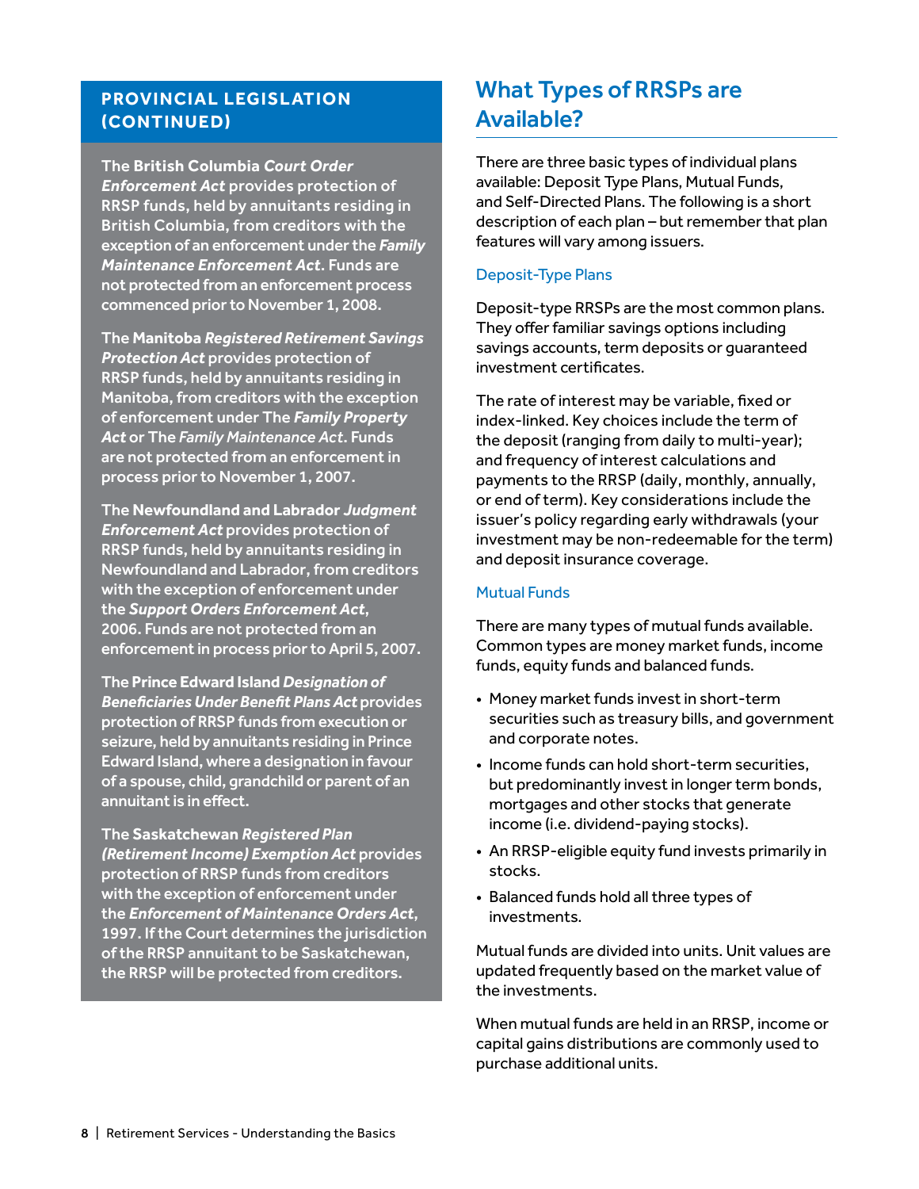## PROVINCIAL LEGISLATION (CONTINUED)

The **British Columbia** ***Court Order Enforcement Act*** provides protection of RRSP funds, held by annuitants residing in British Columbia, from creditors with the exception of an enforcement under the ***Family Maintenance Enforcement Act***. Funds are not protected from an enforcement process commenced prior to November 1, 2008.

The **Manitoba** ***Registered Retirement Savings Protection Act*** provides protection of RRSP funds, held by annuitants residing in Manitoba, from creditors with the exception of enforcement under The ***Family Property Act*** or The *Family Maintenance Act*. Funds are not protected from an enforcement in process prior to November 1, 2007.

The **Newfoundland and Labrador** ***Judgment Enforcement Act*** provides protection of RRSP funds, held by annuitants residing in Newfoundland and Labrador, from creditors with the exception of enforcement under the ***Support Orders Enforcement Act***, 2006. Funds are not protected from an enforcement in process prior to April 5, 2007.

The **Prince Edward Island** ***Designation of Beneficiaries Under Benefit Plans Act*** provides protection of RRSP funds from execution or seizure, held by annuitants residing in Prince Edward Island, where a designation in favour of a spouse, child, grandchild or parent of an annuitant is in effect.

The **Saskatchewan** ***Registered Plan (Retirement Income) Exemption Act*** provides protection of RRSP funds from creditors with the exception of enforcement under the ***Enforcement of Maintenance Orders Act***, 1997. If the Court determines the jurisdiction of the RRSP annuitant to be Saskatchewan, the RRSP will be protected from creditors.

## What Types of RRSPs are Available?

There are three basic types of individual plans available: Deposit Type Plans, Mutual Funds, and Self-Directed Plans. The following is a short description of each plan – but remember that plan features will vary among issuers.

### Deposit-Type Plans

Deposit-type RRSPs are the most common plans. They offer familiar savings options including savings accounts, term deposits or guaranteed investment certificates.

The rate of interest may be variable, fixed or index-linked. Key choices include the term of the deposit (ranging from daily to multi-year); and frequency of interest calculations and payments to the RRSP (daily, monthly, annually, or end of term). Key considerations include the issuer's policy regarding early withdrawals (your investment may be non-redeemable for the term) and deposit insurance coverage.

### Mutual Funds

There are many types of mutual funds available. Common types are money market funds, income funds, equity funds and balanced funds.

- Money market funds invest in short-term securities such as treasury bills, and government and corporate notes.
- Income funds can hold short-term securities, but predominantly invest in longer term bonds, mortgages and other stocks that generate income (i.e. dividend-paying stocks).
- An RRSP-eligible equity fund invests primarily in stocks.
- Balanced funds hold all three types of investments.

Mutual funds are divided into units. Unit values are updated frequently based on the market value of the investments.

When mutual funds are held in an RRSP, income or capital gains distributions are commonly used to purchase additional units.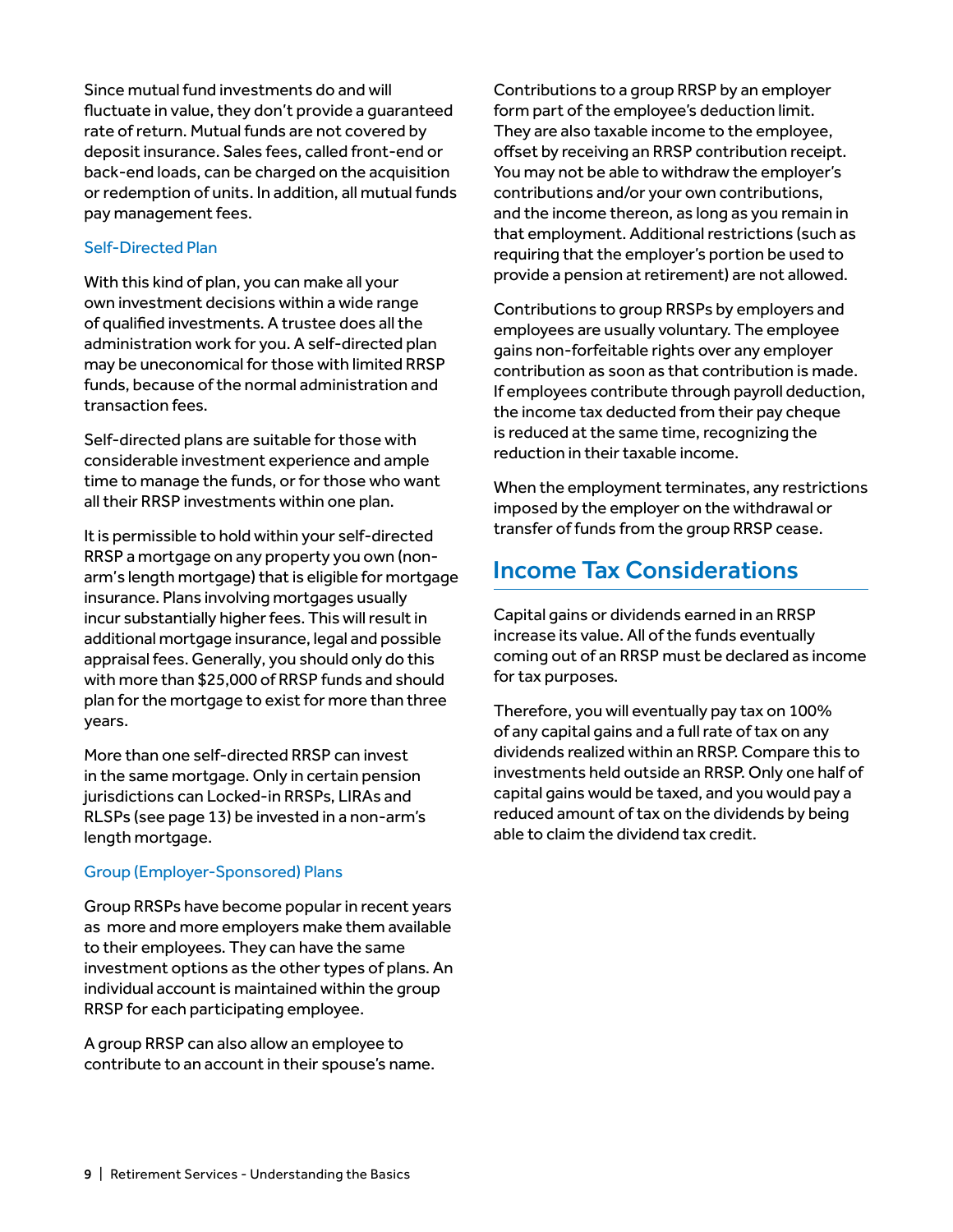Since mutual fund investments do and will fluctuate in value, they don't provide a guaranteed rate of return. Mutual funds are not covered by deposit insurance. Sales fees, called front-end or back-end loads, can be charged on the acquisition or redemption of units. In addition, all mutual funds pay management fees.

### Self-Directed Plan

With this kind of plan, you can make all your own investment decisions within a wide range of qualified investments. A trustee does all the administration work for you. A self-directed plan may be uneconomical for those with limited RRSP funds, because of the normal administration and transaction fees.

Self-directed plans are suitable for those with considerable investment experience and ample time to manage the funds, or for those who want all their RRSP investments within one plan.

It is permissible to hold within your self-directed RRSP a mortgage on any property you own (non-arm's length mortgage) that is eligible for mortgage insurance. Plans involving mortgages usually incur substantially higher fees. This will result in additional mortgage insurance, legal and possible appraisal fees. Generally, you should only do this with more than $25,000 of RRSP funds and should plan for the mortgage to exist for more than three years.

More than one self-directed RRSP can invest in the same mortgage. Only in certain pension jurisdictions can Locked-in RRSPs, LIRAs and RLSPs (see page 13) be invested in a non-arm's length mortgage.

### Group (Employer-Sponsored) Plans

Group RRSPs have become popular in recent years as more and more employers make them available to their employees. They can have the same investment options as the other types of plans. An individual account is maintained within the group RRSP for each participating employee.

A group RRSP can also allow an employee to contribute to an account in their spouse's name.

Contributions to a group RRSP by an employer form part of the employee's deduction limit. They are also taxable income to the employee, offset by receiving an RRSP contribution receipt. You may not be able to withdraw the employer's contributions and/or your own contributions, and the income thereon, as long as you remain in that employment. Additional restrictions (such as requiring that the employer's portion be used to provide a pension at retirement) are not allowed.

Contributions to group RRSPs by employers and employees are usually voluntary. The employee gains non-forfeitable rights over any employer contribution as soon as that contribution is made. If employees contribute through payroll deduction, the income tax deducted from their pay cheque is reduced at the same time, recognizing the reduction in their taxable income.

When the employment terminates, any restrictions imposed by the employer on the withdrawal or transfer of funds from the group RRSP cease.

## Income Tax Considerations

Capital gains or dividends earned in an RRSP increase its value. All of the funds eventually coming out of an RRSP must be declared as income for tax purposes.

Therefore, you will eventually pay tax on 100% of any capital gains and a full rate of tax on any dividends realized within an RRSP. Compare this to investments held outside an RRSP. Only one half of capital gains would be taxed, and you would pay a reduced amount of tax on the dividends by being able to claim the dividend tax credit.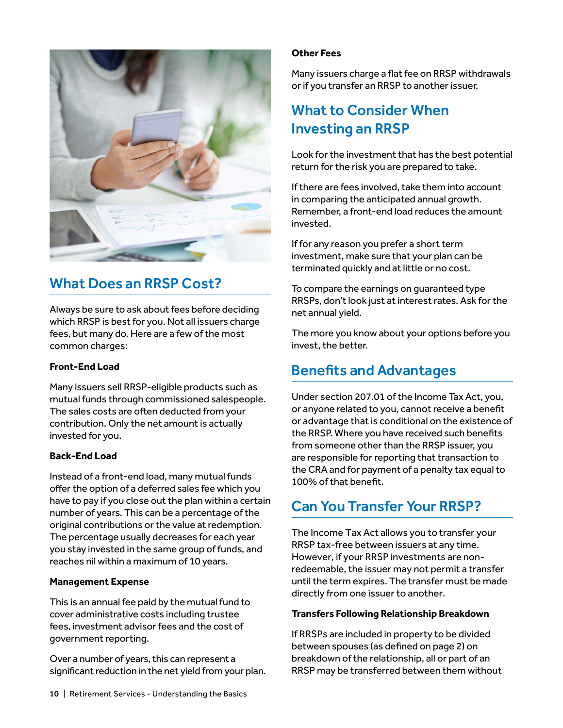## What Does an RRSP Cost?

Always be sure to ask about fees before deciding which RRSP is best for you. Not all issuers charge fees, but many do. Here are a few of the most common charges:

**Front-End Load**

Many issuers sell RRSP-eligible products such as mutual funds through commissioned salespeople. The sales costs are often deducted from your contribution. Only the net amount is actually invested for you.

**Back-End Load**

Instead of a front-end load, many mutual funds offer the option of a deferred sales fee which you have to pay if you close out the plan within a certain number of years. This can be a percentage of the original contributions or the value at redemption. The percentage usually decreases for each year you stay invested in the same group of funds, and reaches nil within a maximum of 10 years.

**Management Expense**

This is an annual fee paid by the mutual fund to cover administrative costs including trustee fees, investment advisor fees and the cost of government reporting.

Over a number of years, this can represent a significant reduction in the net yield from your plan.

**Other Fees**

Many issuers charge a flat fee on RRSP withdrawals or if you transfer an RRSP to another issuer.

## What to Consider When Investing an RRSP

Look for the investment that has the best potential return for the risk you are prepared to take.

If there are fees involved, take them into account in comparing the anticipated annual growth. Remember, a front-end load reduces the amount invested.

If for any reason you prefer a short term investment, make sure that your plan can be terminated quickly and at little or no cost.

To compare the earnings on guaranteed type RRSPs, don't look just at interest rates. Ask for the net annual yield.

The more you know about your options before you invest, the better.

## Benefits and Advantages

Under section 207.01 of the Income Tax Act, you, or anyone related to you, cannot receive a benefit or advantage that is conditional on the existence of the RRSP. Where you have received such benefits from someone other than the RRSP issuer, you are responsible for reporting that transaction to the CRA and for payment of a penalty tax equal to 100% of that benefit.

## Can You Transfer Your RRSP?

The Income Tax Act allows you to transfer your RRSP tax-free between issuers at any time. However, if your RRSP investments are non-redeemable, the issuer may not permit a transfer until the term expires. The transfer must be made directly from one issuer to another.

**Transfers Following Relationship Breakdown**

If RRSPs are included in property to be divided between spouses (as defined on page 2) on breakdown of the relationship, all or part of an RRSP may be transferred between them without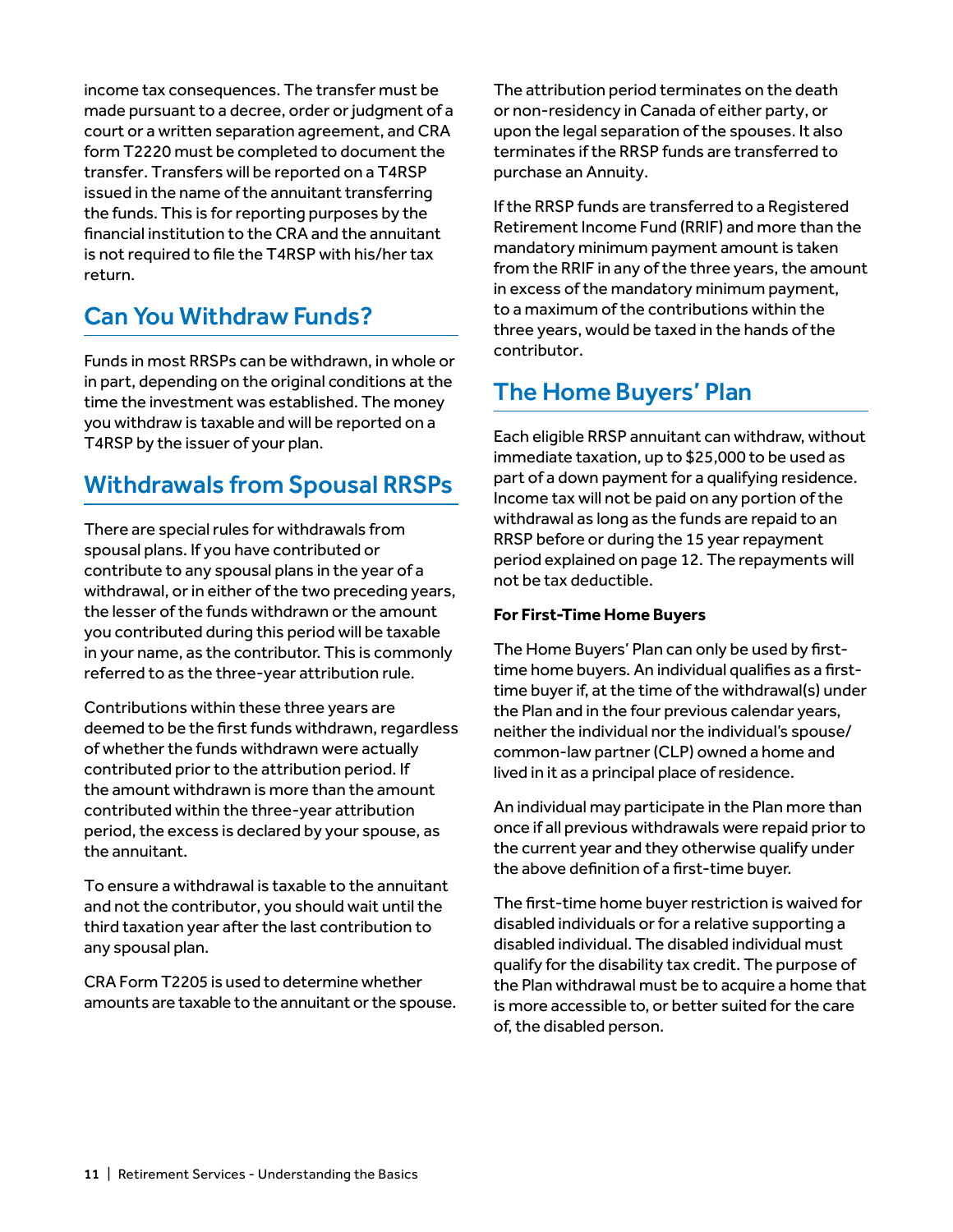income tax consequences. The transfer must be made pursuant to a decree, order or judgment of a court or a written separation agreement, and CRA form T2220 must be completed to document the transfer. Transfers will be reported on a T4RSP issued in the name of the annuitant transferring the funds. This is for reporting purposes by the financial institution to the CRA and the annuitant is not required to file the T4RSP with his/her tax return.

## Can You Withdraw Funds?

Funds in most RRSPs can be withdrawn, in whole or in part, depending on the original conditions at the time the investment was established. The money you withdraw is taxable and will be reported on a T4RSP by the issuer of your plan.

## Withdrawals from Spousal RRSPs

There are special rules for withdrawals from spousal plans. If you have contributed or contribute to any spousal plans in the year of a withdrawal, or in either of the two preceding years, the lesser of the funds withdrawn or the amount you contributed during this period will be taxable in your name, as the contributor. This is commonly referred to as the three-year attribution rule.

Contributions within these three years are deemed to be the first funds withdrawn, regardless of whether the funds withdrawn were actually contributed prior to the attribution period. If the amount withdrawn is more than the amount contributed within the three-year attribution period, the excess is declared by your spouse, as the annuitant.

To ensure a withdrawal is taxable to the annuitant and not the contributor, you should wait until the third taxation year after the last contribution to any spousal plan.

CRA Form T2205 is used to determine whether amounts are taxable to the annuitant or the spouse.

The attribution period terminates on the death or non-residency in Canada of either party, or upon the legal separation of the spouses. It also terminates if the RRSP funds are transferred to purchase an Annuity.

If the RRSP funds are transferred to a Registered Retirement Income Fund (RRIF) and more than the mandatory minimum payment amount is taken from the RRIF in any of the three years, the amount in excess of the mandatory minimum payment, to a maximum of the contributions within the three years, would be taxed in the hands of the contributor.

## The Home Buyers' Plan

Each eligible RRSP annuitant can withdraw, without immediate taxation, up to $25,000 to be used as part of a down payment for a qualifying residence. Income tax will not be paid on any portion of the withdrawal as long as the funds are repaid to an RRSP before or during the 15 year repayment period explained on page 12. The repayments will not be tax deductible.

**For First-Time Home Buyers**

The Home Buyers' Plan can only be used by first-time home buyers. An individual qualifies as a first-time buyer if, at the time of the withdrawal(s) under the Plan and in the four previous calendar years, neither the individual nor the individual's spouse/common-law partner (CLP) owned a home and lived in it as a principal place of residence.

An individual may participate in the Plan more than once if all previous withdrawals were repaid prior to the current year and they otherwise qualify under the above definition of a first-time buyer.

The first-time home buyer restriction is waived for disabled individuals or for a relative supporting a disabled individual. The disabled individual must qualify for the disability tax credit. The purpose of the Plan withdrawal must be to acquire a home that is more accessible to, or better suited for the care of, the disabled person.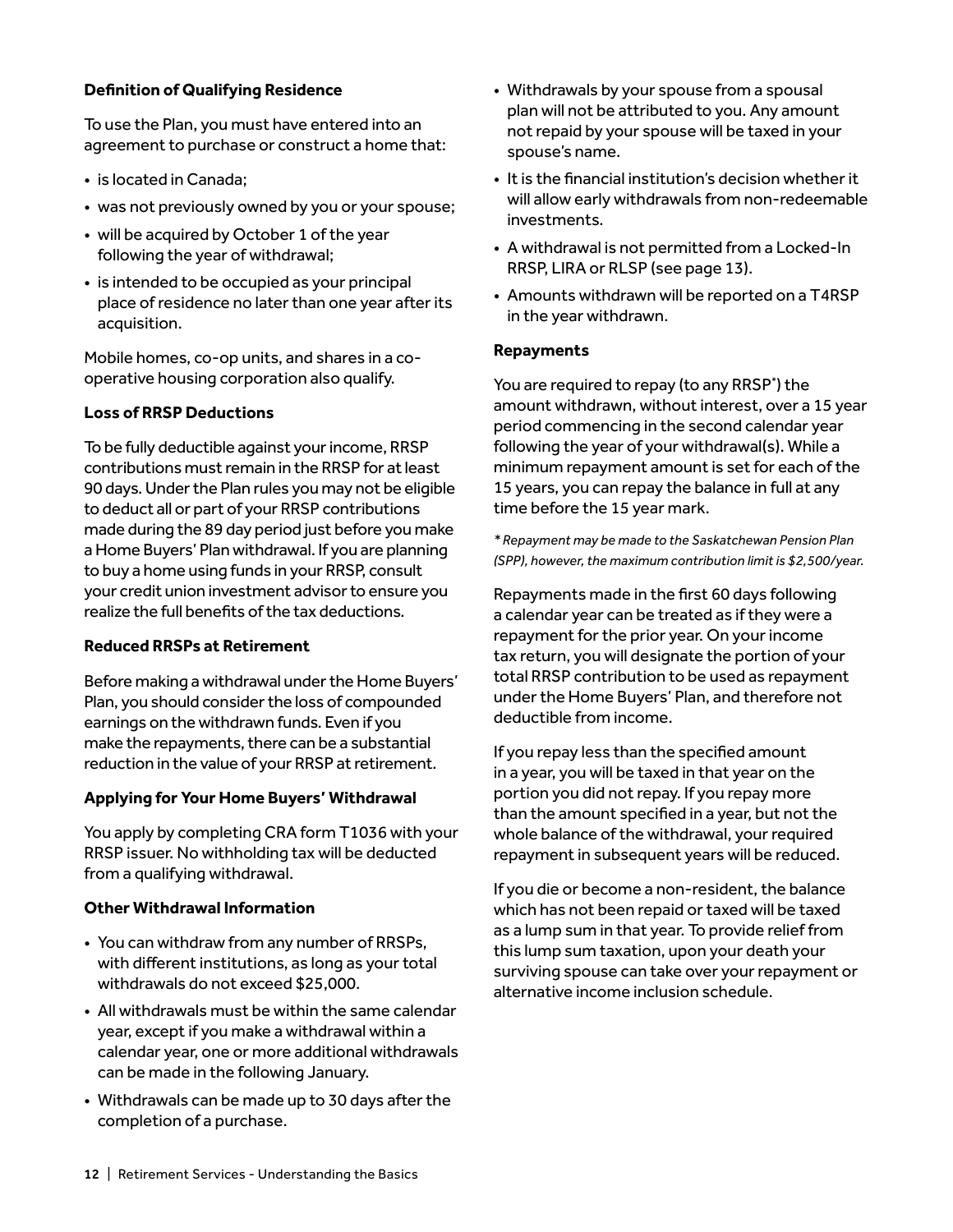**Definition of Qualifying Residence**

To use the Plan, you must have entered into an agreement to purchase or construct a home that:

- is located in Canada;
- was not previously owned by you or your spouse;
- will be acquired by October 1 of the year following the year of withdrawal;
- is intended to be occupied as your principal place of residence no later than one year after its acquisition.

Mobile homes, co-op units, and shares in a co-operative housing corporation also qualify.

**Loss of RRSP Deductions**

To be fully deductible against your income, RRSP contributions must remain in the RRSP for at least 90 days. Under the Plan rules you may not be eligible to deduct all or part of your RRSP contributions made during the 89 day period just before you make a Home Buyers' Plan withdrawal. If you are planning to buy a home using funds in your RRSP, consult your credit union investment advisor to ensure you realize the full benefits of the tax deductions.

**Reduced RRSPs at Retirement**

Before making a withdrawal under the Home Buyers' Plan, you should consider the loss of compounded earnings on the withdrawn funds. Even if you make the repayments, there can be a substantial reduction in the value of your RRSP at retirement.

**Applying for Your Home Buyers' Withdrawal**

You apply by completing CRA form T1036 with your RRSP issuer. No withholding tax will be deducted from a qualifying withdrawal.

**Other Withdrawal Information**

- You can withdraw from any number of RRSPs, with different institutions, as long as your total withdrawals do not exceed $25,000.
- All withdrawals must be within the same calendar year, except if you make a withdrawal within a calendar year, one or more additional withdrawals can be made in the following January.
- Withdrawals can be made up to 30 days after the completion of a purchase.
- Withdrawals by your spouse from a spousal plan will not be attributed to you. Any amount not repaid by your spouse will be taxed in your spouse's name.
- It is the financial institution's decision whether it will allow early withdrawals from non-redeemable investments.
- A withdrawal is not permitted from a Locked-In RRSP, LIRA or RLSP (see page 13).
- Amounts withdrawn will be reported on a T4RSP in the year withdrawn.

**Repayments**

You are required to repay (to any RRSP*) the amount withdrawn, without interest, over a 15 year period commencing in the second calendar year following the year of your withdrawal(s). While a minimum repayment amount is set for each of the 15 years, you can repay the balance in full at any time before the 15 year mark.

*\* Repayment may be made to the Saskatchewan Pension Plan (SPP), however, the maximum contribution limit is $2,500/year.*

Repayments made in the first 60 days following a calendar year can be treated as if they were a repayment for the prior year. On your income tax return, you will designate the portion of your total RRSP contribution to be used as repayment under the Home Buyers' Plan, and therefore not deductible from income.

If you repay less than the specified amount in a year, you will be taxed in that year on the portion you did not repay. If you repay more than the amount specified in a year, but not the whole balance of the withdrawal, your required repayment in subsequent years will be reduced.

If you die or become a non-resident, the balance which has not been repaid or taxed will be taxed as a lump sum in that year. To provide relief from this lump sum taxation, upon your death your surviving spouse can take over your repayment or alternative income inclusion schedule.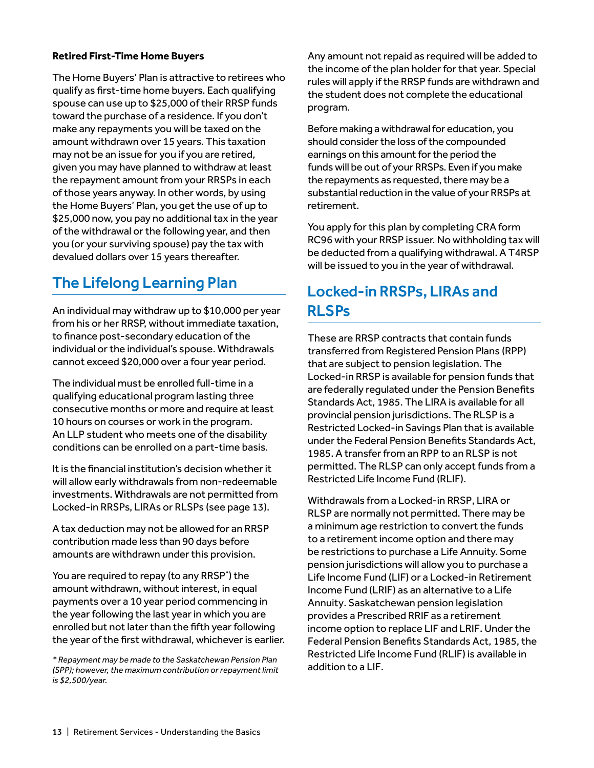**Retired First-Time Home Buyers**

The Home Buyers' Plan is attractive to retirees who qualify as first-time home buyers. Each qualifying spouse can use up to $25,000 of their RRSP funds toward the purchase of a residence. If you don't make any repayments you will be taxed on the amount withdrawn over 15 years. This taxation may not be an issue for you if you are retired, given you may have planned to withdraw at least the repayment amount from your RRSPs in each of those years anyway. In other words, by using the Home Buyers' Plan, you get the use of up to $25,000 now, you pay no additional tax in the year of the withdrawal or the following year, and then you (or your surviving spouse) pay the tax with devalued dollars over 15 years thereafter.

## The Lifelong Learning Plan

An individual may withdraw up to $10,000 per year from his or her RRSP, without immediate taxation, to finance post-secondary education of the individual or the individual's spouse. Withdrawals cannot exceed $20,000 over a four year period.

The individual must be enrolled full-time in a qualifying educational program lasting three consecutive months or more and require at least 10 hours on courses or work in the program. An LLP student who meets one of the disability conditions can be enrolled on a part-time basis.

It is the financial institution's decision whether it will allow early withdrawals from non-redeemable investments. Withdrawals are not permitted from Locked-in RRSPs, LIRAs or RLSPs (see page 13).

A tax deduction may not be allowed for an RRSP contribution made less than 90 days before amounts are withdrawn under this provision.

You are required to repay (to any RRSP*) the amount withdrawn, without interest, in equal payments over a 10 year period commencing in the year following the last year in which you are enrolled but not later than the fifth year following the year of the first withdrawal, whichever is earlier.

*\* Repayment may be made to the Saskatchewan Pension Plan (SPP); however, the maximum contribution or repayment limit is $2,500/year.*

Any amount not repaid as required will be added to the income of the plan holder for that year. Special rules will apply if the RRSP funds are withdrawn and the student does not complete the educational program.

Before making a withdrawal for education, you should consider the loss of the compounded earnings on this amount for the period the funds will be out of your RRSPs. Even if you make the repayments as requested, there may be a substantial reduction in the value of your RRSPs at retirement.

You apply for this plan by completing CRA form RC96 with your RRSP issuer. No withholding tax will be deducted from a qualifying withdrawal. A T4RSP will be issued to you in the year of withdrawal.

## Locked-in RRSPs, LIRAs and RLSPs

These are RRSP contracts that contain funds transferred from Registered Pension Plans (RPP) that are subject to pension legislation. The Locked-in RRSP is available for pension funds that are federally regulated under the Pension Benefits Standards Act, 1985. The LIRA is available for all provincial pension jurisdictions. The RLSP is a Restricted Locked-in Savings Plan that is available under the Federal Pension Benefits Standards Act, 1985. A transfer from an RPP to an RLSP is not permitted. The RLSP can only accept funds from a Restricted Life Income Fund (RLIF).

Withdrawals from a Locked-in RRSP, LIRA or RLSP are normally not permitted. There may be a minimum age restriction to convert the funds to a retirement income option and there may be restrictions to purchase a Life Annuity. Some pension jurisdictions will allow you to purchase a Life Income Fund (LIF) or a Locked-in Retirement Income Fund (LRIF) as an alternative to a Life Annuity. Saskatchewan pension legislation provides a Prescribed RRIF as a retirement income option to replace LIF and LRIF. Under the Federal Pension Benefits Standards Act, 1985, the Restricted Life Income Fund (RLIF) is available in addition to a LIF.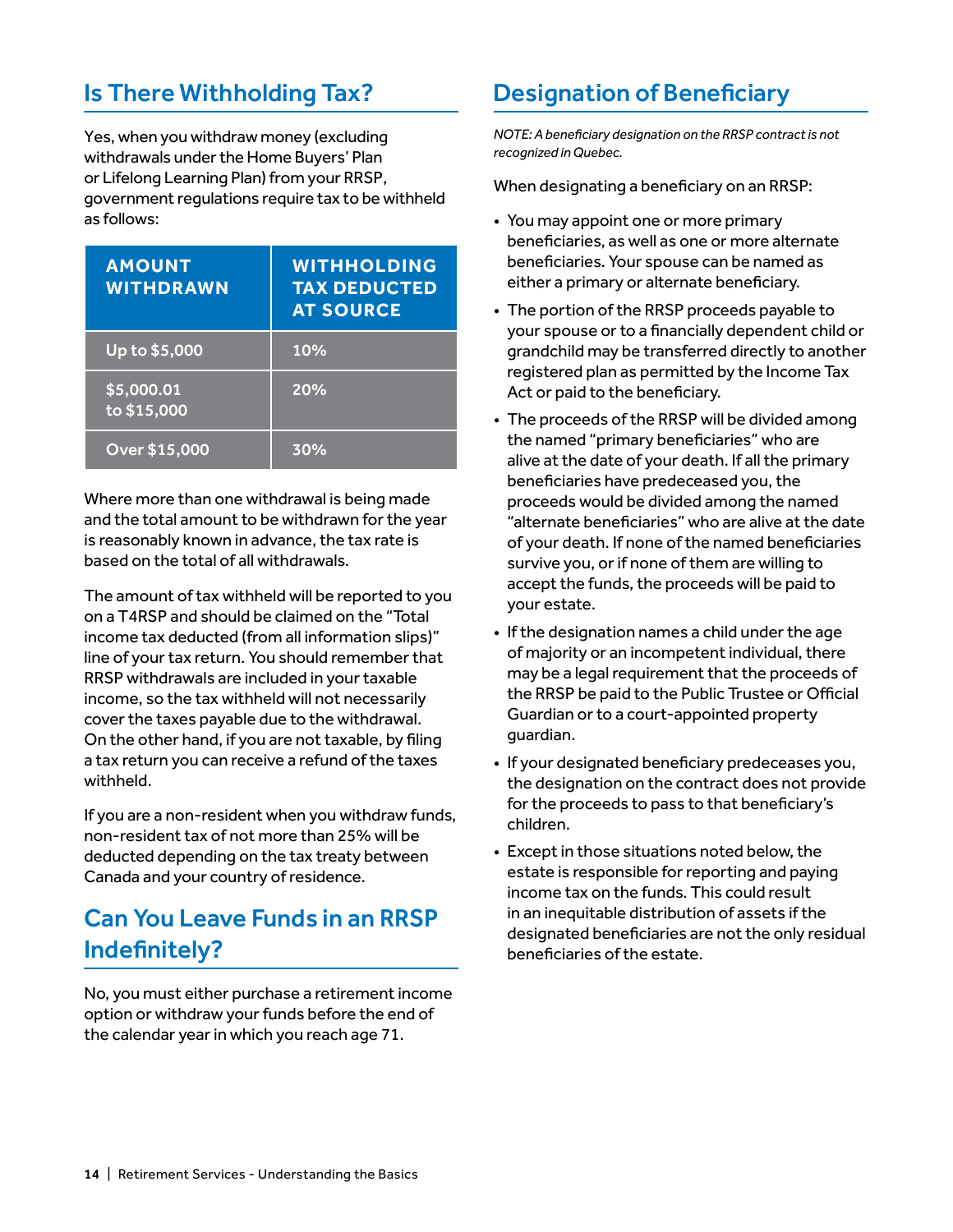## Is There Withholding Tax?

Yes, when you withdraw money (excluding withdrawals under the Home Buyers' Plan or Lifelong Learning Plan) from your RRSP, government regulations require tax to be withheld as follows:

| AMOUNT WITHDRAWN | WITHHOLDING TAX DEDUCTED AT SOURCE |
|---|---|
| Up to $5,000 | 10% |
| $5,000.01 to $15,000 | 20% |
| Over $15,000 | 30% |

Where more than one withdrawal is being made and the total amount to be withdrawn for the year is reasonably known in advance, the tax rate is based on the total of all withdrawals.

The amount of tax withheld will be reported to you on a T4RSP and should be claimed on the "Total income tax deducted (from all information slips)" line of your tax return. You should remember that RRSP withdrawals are included in your taxable income, so the tax withheld will not necessarily cover the taxes payable due to the withdrawal. On the other hand, if you are not taxable, by filing a tax return you can receive a refund of the taxes withheld.

If you are a non-resident when you withdraw funds, non-resident tax of not more than 25% will be deducted depending on the tax treaty between Canada and your country of residence.

## Can You Leave Funds in an RRSP Indefinitely?

No, you must either purchase a retirement income option or withdraw your funds before the end of the calendar year in which you reach age 71.

## Designation of Beneficiary

*NOTE: A beneficiary designation on the RRSP contract is not recognized in Quebec.*

When designating a beneficiary on an RRSP:

- You may appoint one or more primary beneficiaries, as well as one or more alternate beneficiaries. Your spouse can be named as either a primary or alternate beneficiary.
- The portion of the RRSP proceeds payable to your spouse or to a financially dependent child or grandchild may be transferred directly to another registered plan as permitted by the Income Tax Act or paid to the beneficiary.
- The proceeds of the RRSP will be divided among the named "primary beneficiaries" who are alive at the date of your death. If all the primary beneficiaries have predeceased you, the proceeds would be divided among the named "alternate beneficiaries" who are alive at the date of your death. If none of the named beneficiaries survive you, or if none of them are willing to accept the funds, the proceeds will be paid to your estate.
- If the designation names a child under the age of majority or an incompetent individual, there may be a legal requirement that the proceeds of the RRSP be paid to the Public Trustee or Official Guardian or to a court-appointed property guardian.
- If your designated beneficiary predeceases you, the designation on the contract does not provide for the proceeds to pass to that beneficiary's children.
- Except in those situations noted below, the estate is responsible for reporting and paying income tax on the funds. This could result in an inequitable distribution of assets if the designated beneficiaries are not the only residual beneficiaries of the estate.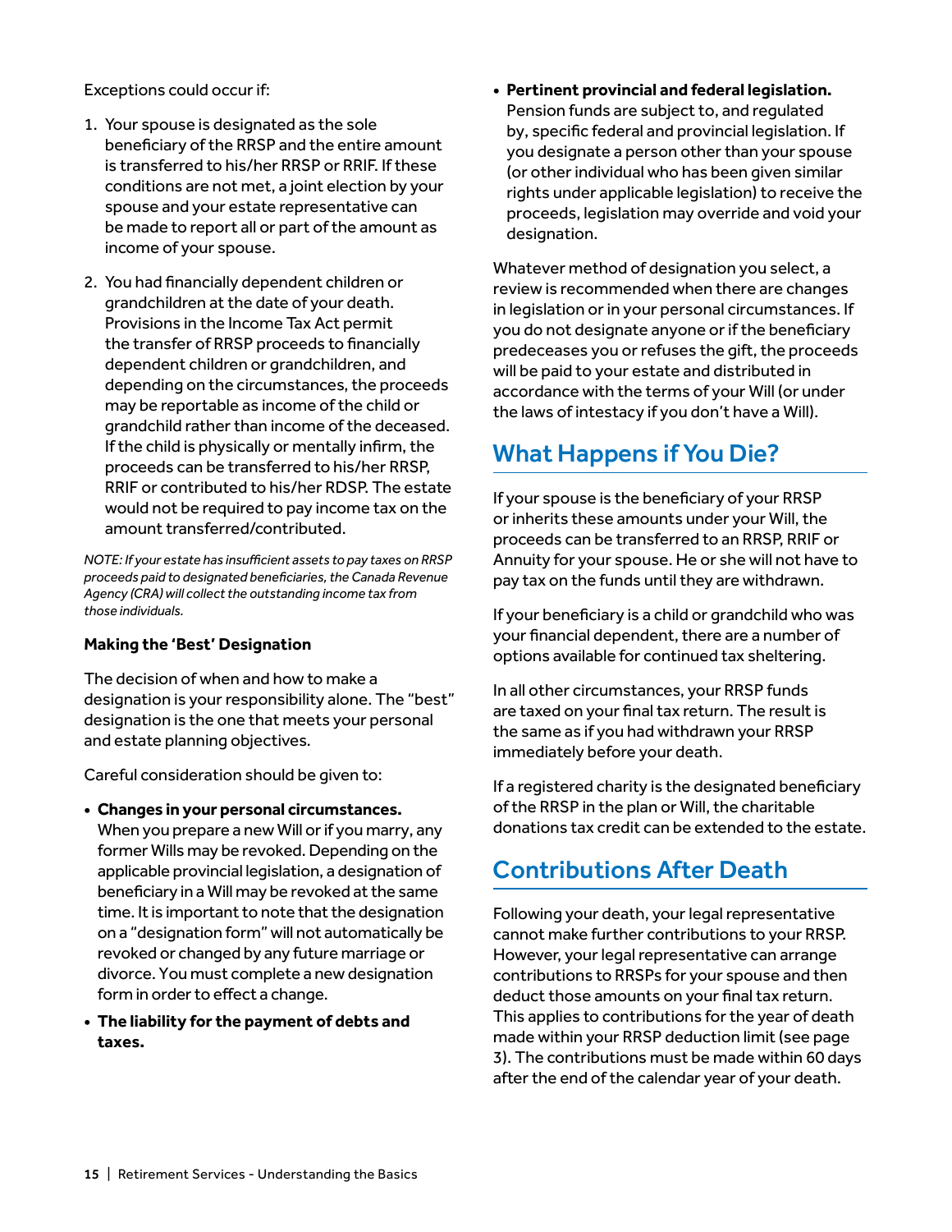Exceptions could occur if:

1. Your spouse is designated as the sole beneficiary of the RRSP and the entire amount is transferred to his/her RRSP or RRIF. If these conditions are not met, a joint election by your spouse and your estate representative can be made to report all or part of the amount as income of your spouse.
2. You had financially dependent children or grandchildren at the date of your death. Provisions in the Income Tax Act permit the transfer of RRSP proceeds to financially dependent children or grandchildren, and depending on the circumstances, the proceeds may be reportable as income of the child or grandchild rather than income of the deceased. If the child is physically or mentally infirm, the proceeds can be transferred to his/her RRSP, RRIF or contributed to his/her RDSP. The estate would not be required to pay income tax on the amount transferred/contributed.

*NOTE: If your estate has insufficient assets to pay taxes on RRSP proceeds paid to designated beneficiaries, the Canada Revenue Agency (CRA) will collect the outstanding income tax from those individuals.*

**Making the 'Best' Designation**

The decision of when and how to make a designation is your responsibility alone. The "best" designation is the one that meets your personal and estate planning objectives.

Careful consideration should be given to:

- **Changes in your personal circumstances.** When you prepare a new Will or if you marry, any former Wills may be revoked. Depending on the applicable provincial legislation, a designation of beneficiary in a Will may be revoked at the same time. It is important to note that the designation on a "designation form" will not automatically be revoked or changed by any future marriage or divorce. You must complete a new designation form in order to effect a change.
- **The liability for the payment of debts and taxes.**
- **Pertinent provincial and federal legislation.** Pension funds are subject to, and regulated by, specific federal and provincial legislation. If you designate a person other than your spouse (or other individual who has been given similar rights under applicable legislation) to receive the proceeds, legislation may override and void your designation.

Whatever method of designation you select, a review is recommended when there are changes in legislation or in your personal circumstances. If you do not designate anyone or if the beneficiary predeceases you or refuses the gift, the proceeds will be paid to your estate and distributed in accordance with the terms of your Will (or under the laws of intestacy if you don't have a Will).

## What Happens if You Die?

If your spouse is the beneficiary of your RRSP or inherits these amounts under your Will, the proceeds can be transferred to an RRSP, RRIF or Annuity for your spouse. He or she will not have to pay tax on the funds until they are withdrawn.

If your beneficiary is a child or grandchild who was your financial dependent, there are a number of options available for continued tax sheltering.

In all other circumstances, your RRSP funds are taxed on your final tax return. The result is the same as if you had withdrawn your RRSP immediately before your death.

If a registered charity is the designated beneficiary of the RRSP in the plan or Will, the charitable donations tax credit can be extended to the estate.

## Contributions After Death

Following your death, your legal representative cannot make further contributions to your RRSP. However, your legal representative can arrange contributions to RRSPs for your spouse and then deduct those amounts on your final tax return. This applies to contributions for the year of death made within your RRSP deduction limit (see page 3). The contributions must be made within 60 days after the end of the calendar year of your death.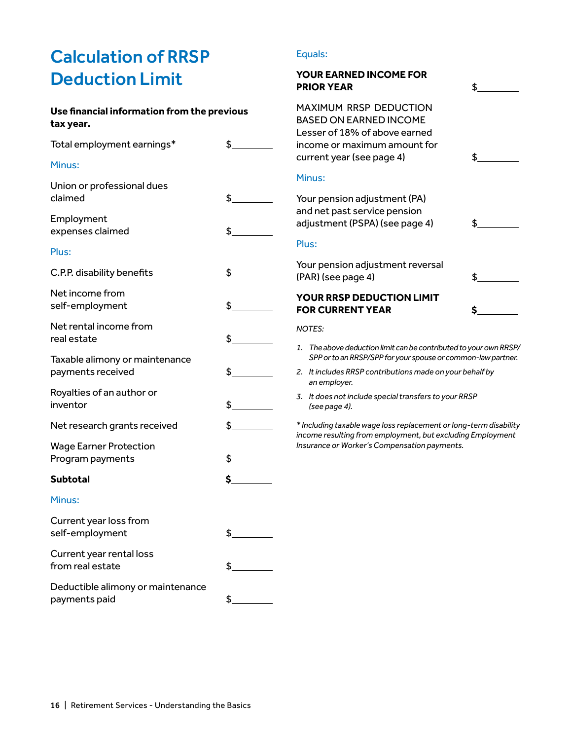# Calculation of RRSP Deduction Limit

**Use financial information from the previous tax year.**

| | |
|---|---|
| Total employment earnings* | $________ |
| Minus: | |
| Union or professional dues claimed | $________ |
| Employment expenses claimed | $________ |
| Plus: | |
| C.P.P. disability benefits | $________ |
| Net income from self-employment | $________ |
| Net rental income from real estate | $________ |
| Taxable alimony or maintenance payments received | $________ |
| Royalties of an author or inventor | $________ |
| Net research grants received | $________ |
| Wage Earner Protection Program payments | $________ |
| **Subtotal** | **$________** |
| Minus: | |
| Current year loss from self-employment | $________ |
| Current year rental loss from real estate | $________ |
| Deductible alimony or maintenance payments paid | $________ |
| Equals: | |
| **YOUR EARNED INCOME FOR PRIOR YEAR** | $________ |
| MAXIMUM RRSP DEDUCTION BASED ON EARNED INCOME Lesser of 18% of above earned income or maximum amount for current year (see page 4) | $________ |
| Minus: | |
| Your pension adjustment (PA) and net past service pension adjustment (PSPA) (see page 4) | $________ |
| Plus: | |
| Your pension adjustment reversal (PAR) (see page 4) | $________ |
| **YOUR RRSP DEDUCTION LIMIT FOR CURRENT YEAR** | **$________** |

*NOTES:*

1. *The above deduction limit can be contributed to your own RRSP/SPP or to an RRSP/SPP for your spouse or common-law partner.*
2. *It includes RRSP contributions made on your behalf by an employer.*
3. *It does not include special transfers to your RRSP (see page 4).*

*\* Including taxable wage loss replacement or long-term disability income resulting from employment, but excluding Employment Insurance or Worker's Compensation payments.*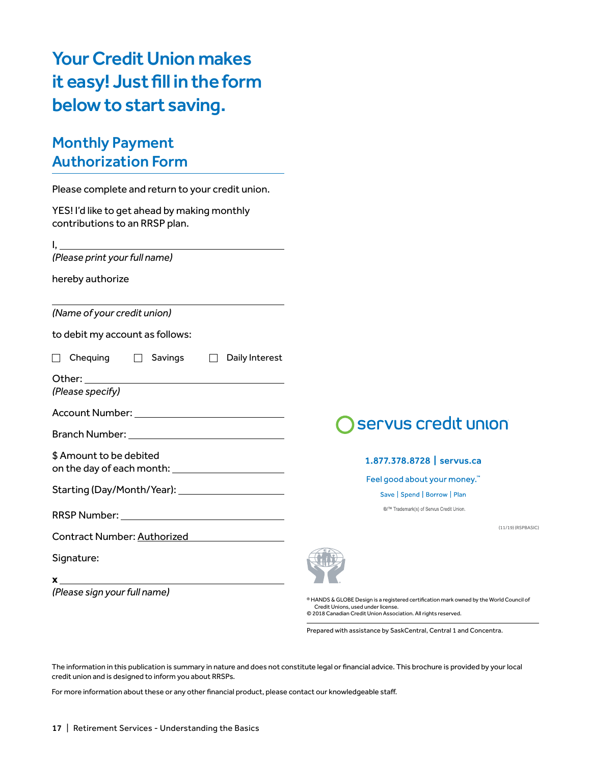# Your Credit Union makes it easy! Just fill in the form below to start saving.

## Monthly Payment Authorization Form

Please complete and return to your credit union.

YES! I'd like to get ahead by making monthly contributions to an RRSP plan.

I, ______________________________

*(Please print your full name)*

hereby authorize

______________________________

*(Name of your credit union)*

to debit my account as follows:

☐ Chequing ☐ Savings ☐ Daily Interest

Other: ______________________________

*(Please specify)*

Account Number: ______________________________

Branch Number: ______________________________

$ Amount to be debited on the day of each month: ______________________________

Starting (Day/Month/Year): ______________________________

RRSP Number: ______________________________

Contract Number: Authorized

Signature:

x ______________________________

*(Please sign your full name)*

servus credit union

**1.877.378.8728 | servus.ca**

Feel good about your money.™

Save | Spend | Borrow | Plan

®/™ Trademark(s) of Servus Credit Union.

(11/19) (RSPBASIC)

® HANDS & GLOBE Design is a registered certification mark owned by the World Council of Credit Unions, used under license.
© 2018 Canadian Credit Union Association. All rights reserved.

Prepared with assistance by SaskCentral, Central 1 and Concentra.

The information in this publication is summary in nature and does not constitute legal or financial advice. This brochure is provided by your local credit union and is designed to inform you about RRSPs.

For more information about these or any other financial product, please contact our knowledgeable staff.